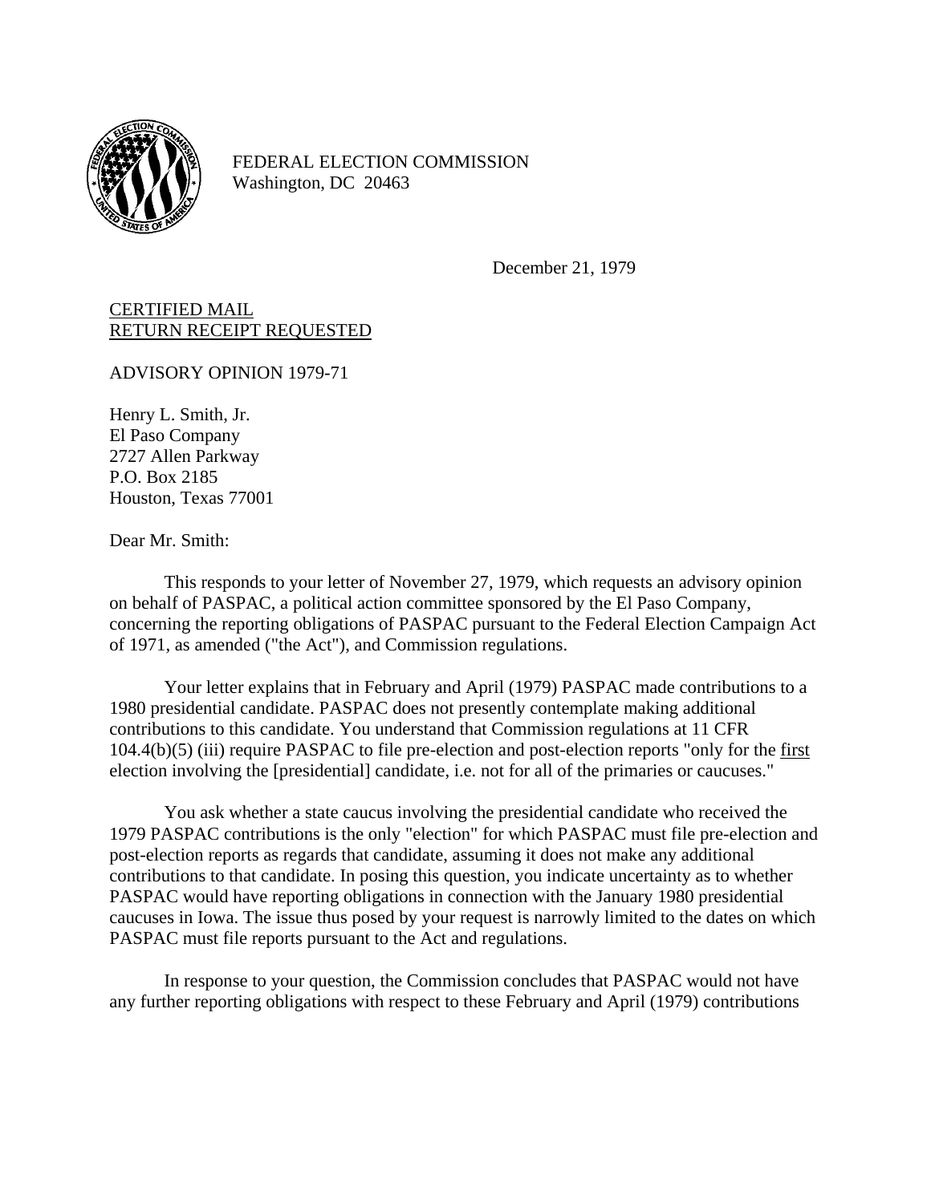FEDERAL ELECTION COMMISSION
Washington, DC 20463

December 21, 1979

<u>CERTIFIED MAIL</u>
<u>RETURN RECEIPT REQUESTED</u>

ADVISORY OPINION 1979-71

Henry L. Smith, Jr.
El Paso Company
2727 Allen Parkway
P.O. Box 2185
Houston, Texas 77001

Dear Mr. Smith:

This responds to your letter of November 27, 1979, which requests an advisory opinion on behalf of PASPAC, a political action committee sponsored by the El Paso Company, concerning the reporting obligations of PASPAC pursuant to the Federal Election Campaign Act of 1971, as amended ("the Act"), and Commission regulations.

Your letter explains that in February and April (1979) PASPAC made contributions to a 1980 presidential candidate. PASPAC does not presently contemplate making additional contributions to this candidate. You understand that Commission regulations at 11 CFR 104.4(b)(5) (iii) require PASPAC to file pre-election and post-election reports "only for the <u>first</u> election involving the [presidential] candidate, i.e. not for all of the primaries or caucuses."

You ask whether a state caucus involving the presidential candidate who received the 1979 PASPAC contributions is the only "election" for which PASPAC must file pre-election and post-election reports as regards that candidate, assuming it does not make any additional contributions to that candidate. In posing this question, you indicate uncertainty as to whether PASPAC would have reporting obligations in connection with the January 1980 presidential caucuses in Iowa. The issue thus posed by your request is narrowly limited to the dates on which PASPAC must file reports pursuant to the Act and regulations.

In response to your question, the Commission concludes that PASPAC would not have any further reporting obligations with respect to these February and April (1979) contributions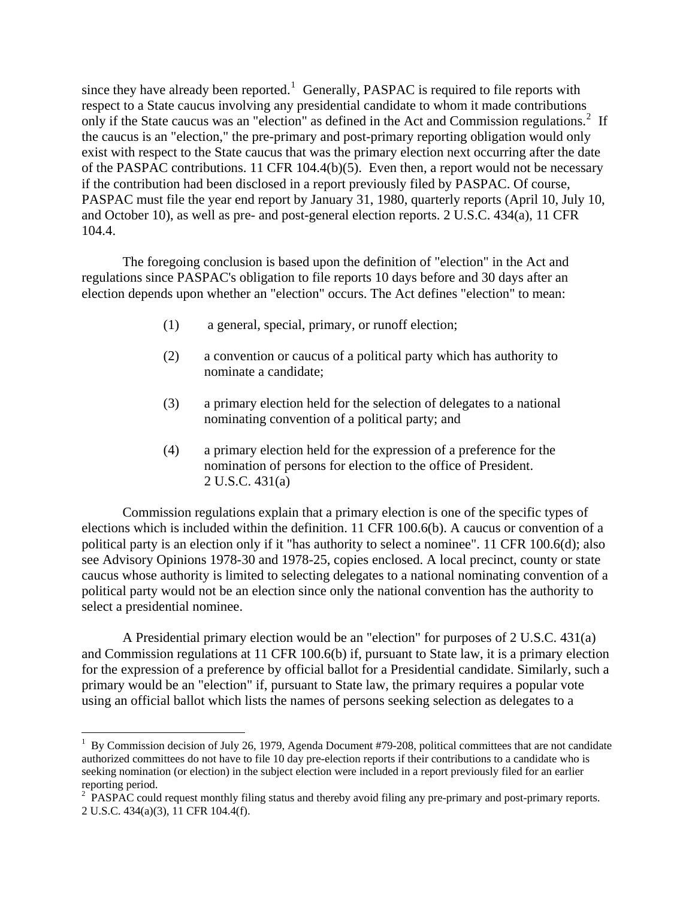since they have already been reported.[1] Generally, PASPAC is required to file reports with respect to a State caucus involving any presidential candidate to whom it made contributions only if the State caucus was an "election" as defined in the Act and Commission regulations.[2] If the caucus is an "election," the pre-primary and post-primary reporting obligation would only exist with respect to the State caucus that was the primary election next occurring after the date of the PASPAC contributions. 11 CFR 104.4(b)(5). Even then, a report would not be necessary if the contribution had been disclosed in a report previously filed by PASPAC. Of course, PASPAC must file the year end report by January 31, 1980, quarterly reports (April 10, July 10, and October 10), as well as pre- and post-general election reports. 2 U.S.C. 434(a), 11 CFR 104.4.

The foregoing conclusion is based upon the definition of "election" in the Act and regulations since PASPAC's obligation to file reports 10 days before and 30 days after an election depends upon whether an "election" occurs. The Act defines "election" to mean:

> (1) a general, special, primary, or runoff election;
>
> (2) a convention or caucus of a political party which has authority to nominate a candidate;
>
> (3) a primary election held for the selection of delegates to a national nominating convention of a political party; and
>
> (4) a primary election held for the expression of a preference for the nomination of persons for election to the office of President.
> 2 U.S.C. 431(a)

Commission regulations explain that a primary election is one of the specific types of elections which is included within the definition. 11 CFR 100.6(b). A caucus or convention of a political party is an election only if it "has authority to select a nominee". 11 CFR 100.6(d); also see Advisory Opinions 1978-30 and 1978-25, copies enclosed. A local precinct, county or state caucus whose authority is limited to selecting delegates to a national nominating convention of a political party would not be an election since only the national convention has the authority to select a presidential nominee.

A Presidential primary election would be an "election" for purposes of 2 U.S.C. 431(a) and Commission regulations at 11 CFR 100.6(b) if, pursuant to State law, it is a primary election for the expression of a preference by official ballot for a Presidential candidate. Similarly, such a primary would be an "election" if, pursuant to State law, the primary requires a popular vote using an official ballot which lists the names of persons seeking selection as delegates to a

---

[1] By Commission decision of July 26, 1979, Agenda Document #79-208, political committees that are not candidate authorized committees do not have to file 10 day pre-election reports if their contributions to a candidate who is seeking nomination (or election) in the subject election were included in a report previously filed for an earlier reporting period.

[2] PASPAC could request monthly filing status and thereby avoid filing any pre-primary and post-primary reports. 2 U.S.C. 434(a)(3), 11 CFR 104.4(f).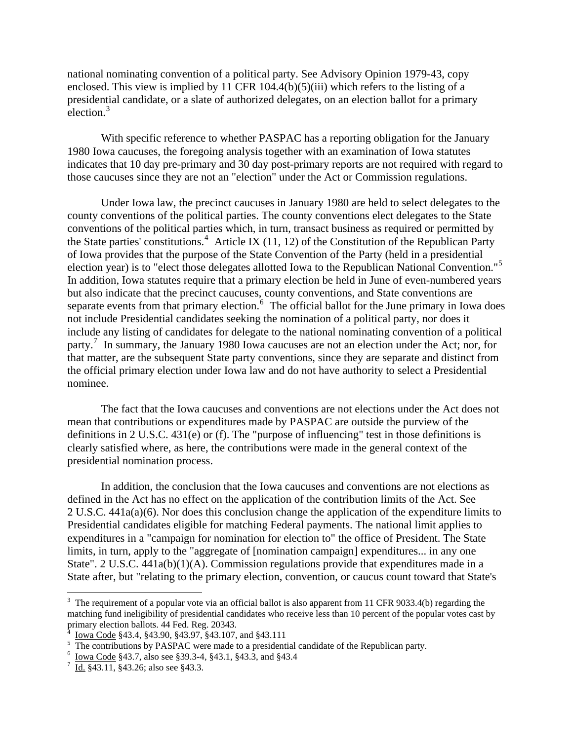national nominating convention of a political party. See Advisory Opinion 1979-43, copy enclosed. This view is implied by 11 CFR 104.4(b)(5)(iii) which refers to the listing of a presidential candidate, or a slate of authorized delegates, on an election ballot for a primary election.[3]

With specific reference to whether PASPAC has a reporting obligation for the January 1980 Iowa caucuses, the foregoing analysis together with an examination of Iowa statutes indicates that 10 day pre-primary and 30 day post-primary reports are not required with regard to those caucuses since they are not an "election" under the Act or Commission regulations.

Under Iowa law, the precinct caucuses in January 1980 are held to select delegates to the county conventions of the political parties. The county conventions elect delegates to the State conventions of the political parties which, in turn, transact business as required or permitted by the State parties' constitutions.[4] Article IX (11, 12) of the Constitution of the Republican Party of Iowa provides that the purpose of the State Convention of the Party (held in a presidential election year) is to "elect those delegates allotted Iowa to the Republican National Convention."[5] In addition, Iowa statutes require that a primary election be held in June of even-numbered years but also indicate that the precinct caucuses, county conventions, and State conventions are separate events from that primary election.[6] The official ballot for the June primary in Iowa does not include Presidential candidates seeking the nomination of a political party, nor does it include any listing of candidates for delegate to the national nominating convention of a political party.[7] In summary, the January 1980 Iowa caucuses are not an election under the Act; nor, for that matter, are the subsequent State party conventions, since they are separate and distinct from the official primary election under Iowa law and do not have authority to select a Presidential nominee.

The fact that the Iowa caucuses and conventions are not elections under the Act does not mean that contributions or expenditures made by PASPAC are outside the purview of the definitions in 2 U.S.C. 431(e) or (f). The "purpose of influencing" test in those definitions is clearly satisfied where, as here, the contributions were made in the general context of the presidential nomination process.

In addition, the conclusion that the Iowa caucuses and conventions are not elections as defined in the Act has no effect on the application of the contribution limits of the Act. See 2 U.S.C. 441a(a)(6). Nor does this conclusion change the application of the expenditure limits to Presidential candidates eligible for matching Federal payments. The national limit applies to expenditures in a "campaign for nomination for election to" the office of President. The State limits, in turn, apply to the "aggregate of [nomination campaign] expenditures... in any one State". 2 U.S.C. 441a(b)(1)(A). Commission regulations provide that expenditures made in a State after, but "relating to the primary election, convention, or caucus count toward that State's

---

[3] The requirement of a popular vote via an official ballot is also apparent from 11 CFR 9033.4(b) regarding the matching fund ineligibility of presidential candidates who receive less than 10 percent of the popular votes cast by primary election ballots. 44 Fed. Reg. 20343.

[4] Iowa Code §43.4, §43.90, §43.97, §43.107, and §43.111

[5] The contributions by PASPAC were made to a presidential candidate of the Republican party.

[6] Iowa Code §43.7, also see §39.3-4, §43.1, §43.3, and §43.4

[7] Id. §43.11, §43.26; also see §43.3.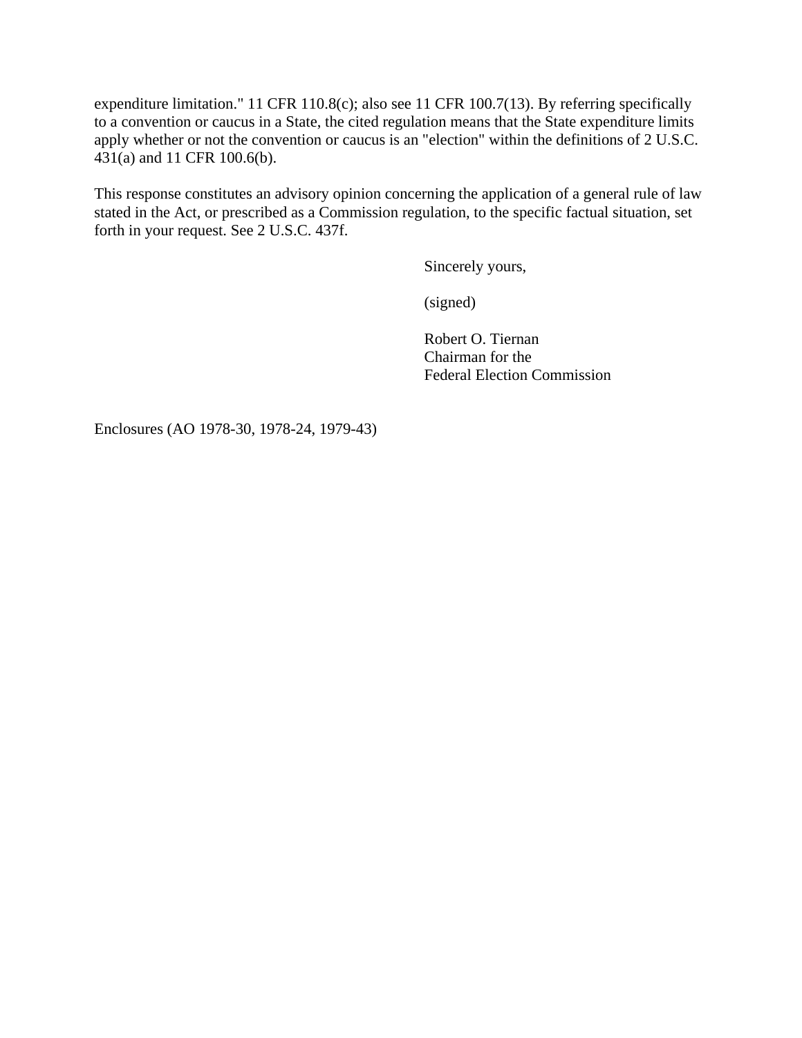expenditure limitation." 11 CFR 110.8(c); also see 11 CFR 100.7(13). By referring specifically to a convention or caucus in a State, the cited regulation means that the State expenditure limits apply whether or not the convention or caucus is an "election" within the definitions of 2 U.S.C. 431(a) and 11 CFR 100.6(b).

This response constitutes an advisory opinion concerning the application of a general rule of law stated in the Act, or prescribed as a Commission regulation, to the specific factual situation, set forth in your request. See 2 U.S.C. 437f.

Sincerely yours,

(signed)

Robert O. Tiernan
Chairman for the
Federal Election Commission

Enclosures (AO 1978-30, 1978-24, 1979-43)